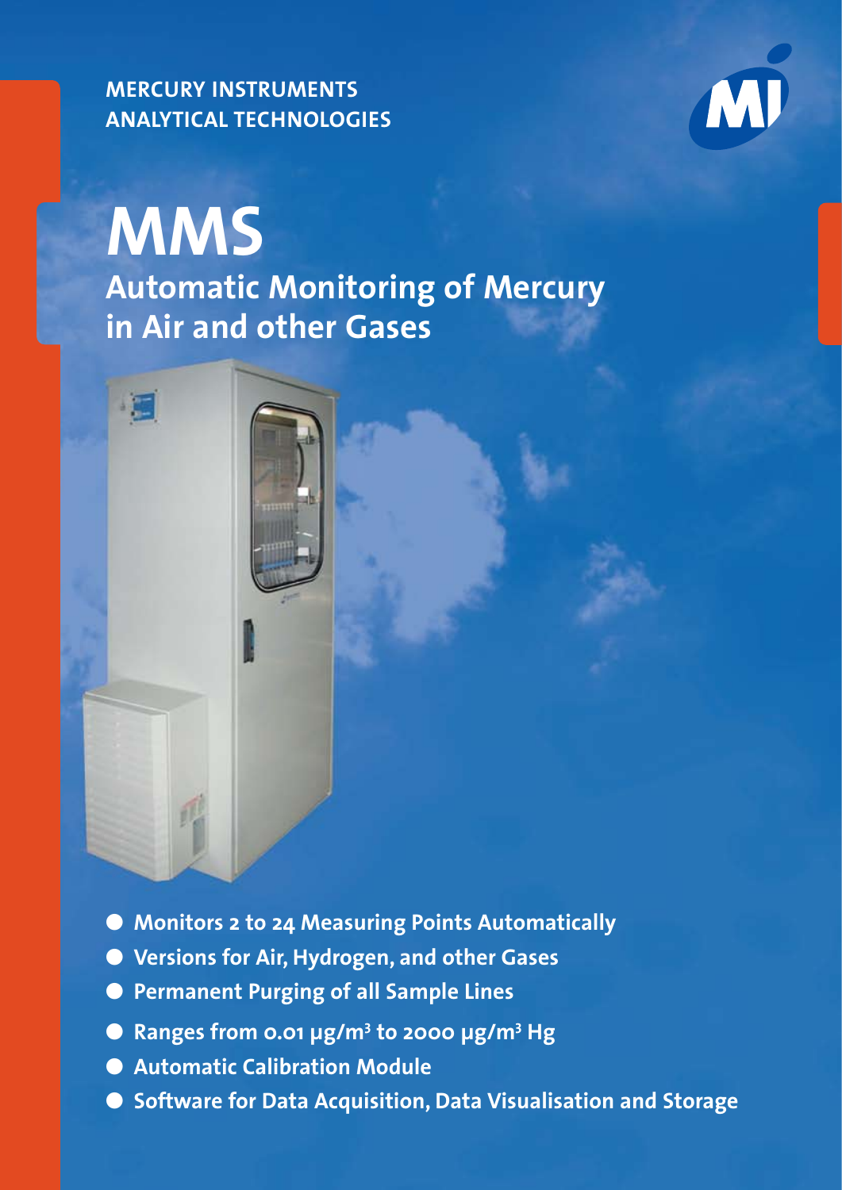MERCURY INSTRUMENTS
ANALYTICAL TECHNOLOGIES

# MMS

## Automatic Monitoring of Mercury in Air and other Gases

- **Monitors 2 to 24 Measuring Points Automatically**
- **Versions for Air, Hydrogen, and other Gases**
- **Permanent Purging of all Sample Lines**
- **Ranges from 0.01 µg/m³ to 2000 µg/m³ Hg**
- **Automatic Calibration Module**
- **Software for Data Acquisition, Data Visualisation and Storage**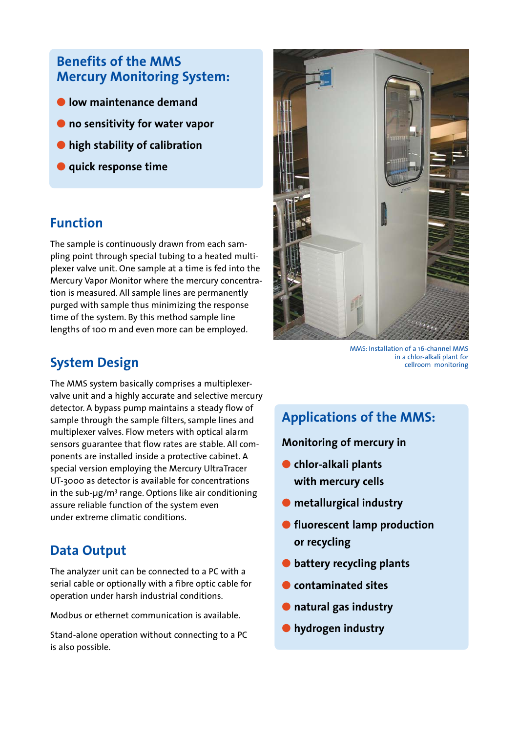## Benefits of the MMS Mercury Monitoring System:

- **low maintenance demand**
- **no sensitivity for water vapor**
- **high stability of calibration**
- **quick response time**

## Function

The sample is continuously drawn from each sampling point through special tubing to a heated multiplexer valve unit. One sample at a time is fed into the Mercury Vapor Monitor where the mercury concentration is measured. All sample lines are permanently purged with sample thus minimizing the response time of the system. By this method sample line lengths of 100 m and even more can be employed.

## System Design

The MMS system basically comprises a multiplexer-valve unit and a highly accurate and selective mercury detector. A bypass pump maintains a steady flow of sample through the sample filters, sample lines and multiplexer valves. Flow meters with optical alarm sensors guarantee that flow rates are stable. All components are installed inside a protective cabinet. A special version employing the Mercury UltraTracer UT-3000 as detector is available for concentrations in the sub-µg/m³ range. Options like air conditioning assure reliable function of the system even under extreme climatic conditions.

## Data Output

The analyzer unit can be connected to a PC with a serial cable or optionally with a fibre optic cable for operation under harsh industrial conditions.

Modbus or ethernet communication is available.

Stand-alone operation without connecting to a PC is also possible.

MMS: Installation of a 16-channel MMS in a chlor-alkali plant for cellroom monitoring

## Applications of the MMS:

**Monitoring of mercury in**

- **chlor-alkali plants with mercury cells**
- **metallurgical industry**
- **fluorescent lamp production or recycling**
- **battery recycling plants**
- **contaminated sites**
- **natural gas industry**
- **hydrogen industry**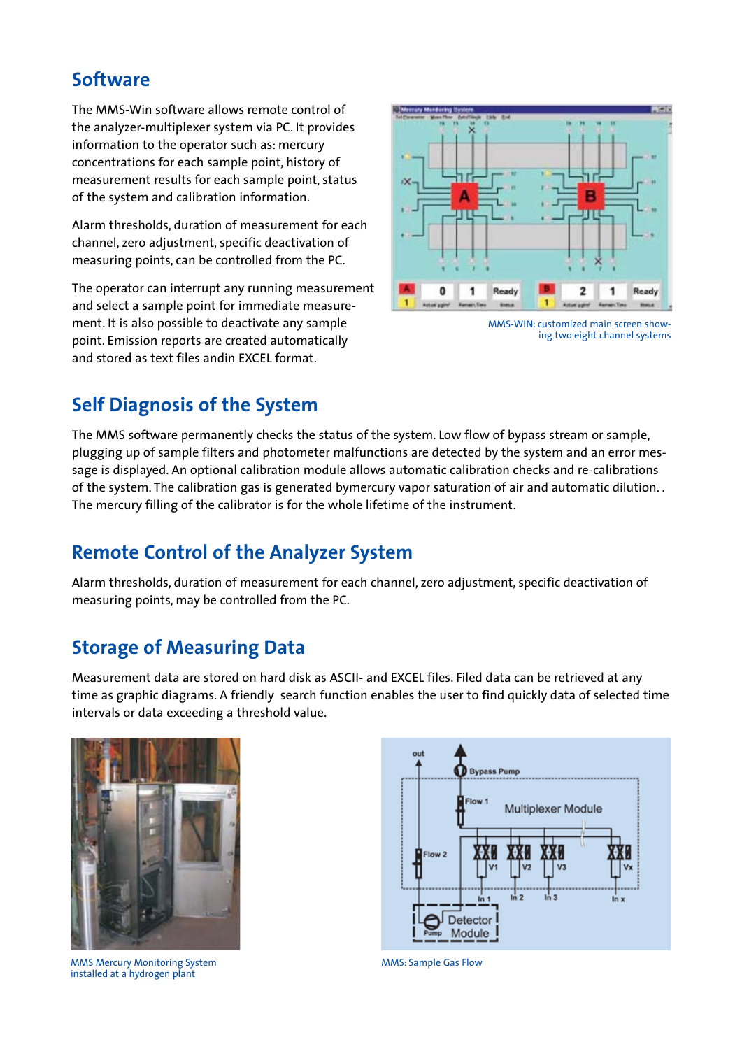## Software

The MMS-Win software allows remote control of the analyzer-multiplexer system via PC. It provides information to the operator such as: mercury concentrations for each sample point, history of measurement results for each sample point, status of the system and calibration information.

Alarm thresholds, duration of measurement for each channel, zero adjustment, specific deactivation of measuring points, can be controlled from the PC.

The operator can interrupt any running measurement and select a sample point for immediate measurement. It is also possible to deactivate any sample point. Emission reports are created automatically and stored as text files andin EXCEL format.

MMS-WIN: customized main screen showing two eight channel systems

## Self Diagnosis of the System

The MMS software permanently checks the status of the system. Low flow of bypass stream or sample, plugging up of sample filters and photometer malfunctions are detected by the system and an error message is displayed. An optional calibration module allows automatic calibration checks and re-calibrations of the system. The calibration gas is generated bymercury vapor saturation of air and automatic dilution. . The mercury filling of the calibrator is for the whole lifetime of the instrument.

## Remote Control of the Analyzer System

Alarm thresholds, duration of measurement for each channel, zero adjustment, specific deactivation of measuring points, may be controlled from the PC.

## Storage of Measuring Data

Measurement data are stored on hard disk as ASCII- and EXCEL files. Filed data can be retrieved at any time as graphic diagrams. A friendly search function enables the user to find quickly data of selected time intervals or data exceeding a threshold value.

MMS Mercury Monitoring System installed at a hydrogen plant

MMS: Sample Gas Flow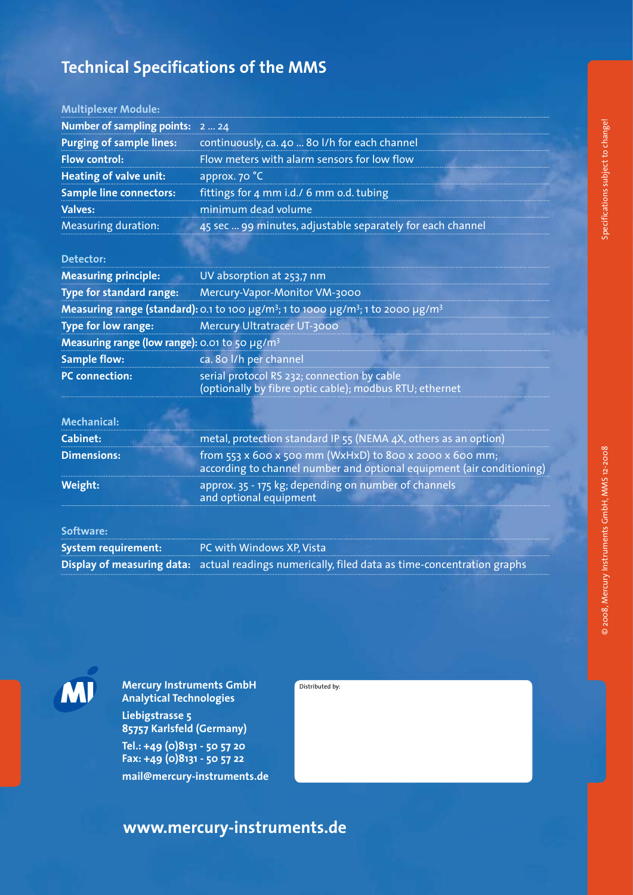# Technical Specifications of the MMS

| Multiplexer Module: | |
|---|---|
| **Number of sampling points:** | 2 ... 24 |
| **Purging of sample lines:** | continuously, ca. 40 ... 80 l/h for each channel |
| **Flow control:** | Flow meters with alarm sensors for low flow |
| **Heating of valve unit:** | approx. 70 °C |
| **Sample line connectors:** | fittings for 4 mm i.d./ 6 mm o.d. tubing |
| **Valves:** | minimum dead volume |
| Measuring duration: | 45 sec ... 99 minutes, adjustable separately for each channel |

| Detector: | |
|---|---|
| **Measuring principle:** | UV absorption at 253,7 nm |
| **Type for standard range:** | Mercury-Vapor-Monitor VM-3000 |
| **Measuring range (standard):** | 0.1 to 100 µg/m³; 1 to 1000 µg/m³; 1 to 2000 µg/m³ |
| **Type for low range:** | Mercury Ultratracer UT-3000 |
| **Measuring range (low range):** | 0.01 to 50 µg/m³ |
| **Sample flow:** | ca. 80 l/h per channel |
| **PC connection:** | serial protocol RS 232; connection by cable (optionally by fibre optic cable); modbus RTU; ethernet |

| Mechanical: | |
|---|---|
| **Cabinet:** | metal, protection standard IP 55 (NEMA 4X, others as an option) |
| **Dimensions:** | from 553 x 600 x 500 mm (WxHxD) to 800 x 2000 x 600 mm; according to channel number and optional equipment (air conditioning) |
| **Weight:** | approx. 35 - 175 kg; depending on number of channels and optional equipment |

| Software: | |
|---|---|
| **System requirement:** | PC with Windows XP, Vista |
| **Display of measuring data:** | actual readings numerically, filed data as time-concentration graphs |

Specifications subject to change!

© 2008, Mercury Instruments GmbH, MMS 12-2008

**Mercury Instruments GmbH**
**Analytical Technologies**

**Liebigstrasse 5**
**85757 Karlsfeld (Germany)**

**Tel.: +49 (0)8131 - 50 57 20**
**Fax: +49 (0)8131 - 50 57 22**

**mail@mercury-instruments.de**

Distributed by:

## www.mercury-instruments.de